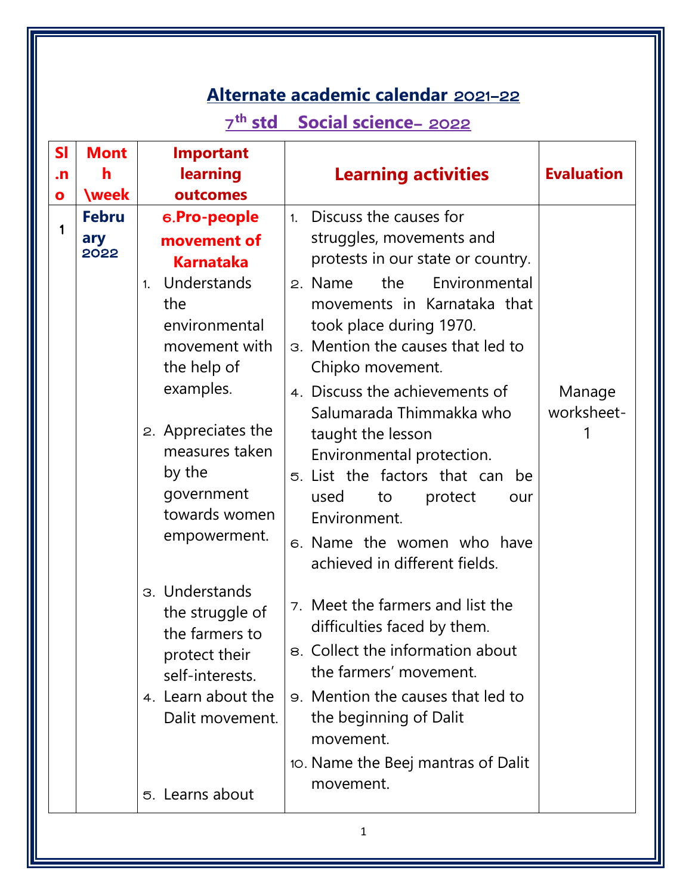# Alternate academic calendar 2021-22

## 7th std Social science- 2022

| Sl.no | Month \week | Important learning outcomes | Learning activities | Evaluation |
|---|---|---|---|---|
| 1 | February 2022 | **6.Pro-people movement of Karnataka**<br>1. Understands the environmental movement with the help of examples.<br>2. Appreciates the measures taken by the government towards women empowerment.<br>3. Understands the struggle of the farmers to protect their self-interests.<br>4. Learn about the Dalit movement.<br>5. Learns about | 1. Discuss the causes for struggles, movements and protests in our state or country.<br>2. Name the Environmental movements in Karnataka that took place during 1970.<br>3. Mention the causes that led to Chipko movement.<br>4. Discuss the achievements of Salumarada Thimmakka who taught the lesson Environmental protection.<br>5. List the factors that can be used to protect our Environment.<br>6. Name the women who have achieved in different fields.<br>7. Meet the farmers and list the difficulties faced by them.<br>8. Collect the information about the farmers' movement.<br>9. Mention the causes that led to the beginning of Dalit movement.<br>10. Name the Beej mantras of Dalit movement. | Manage worksheet-1 |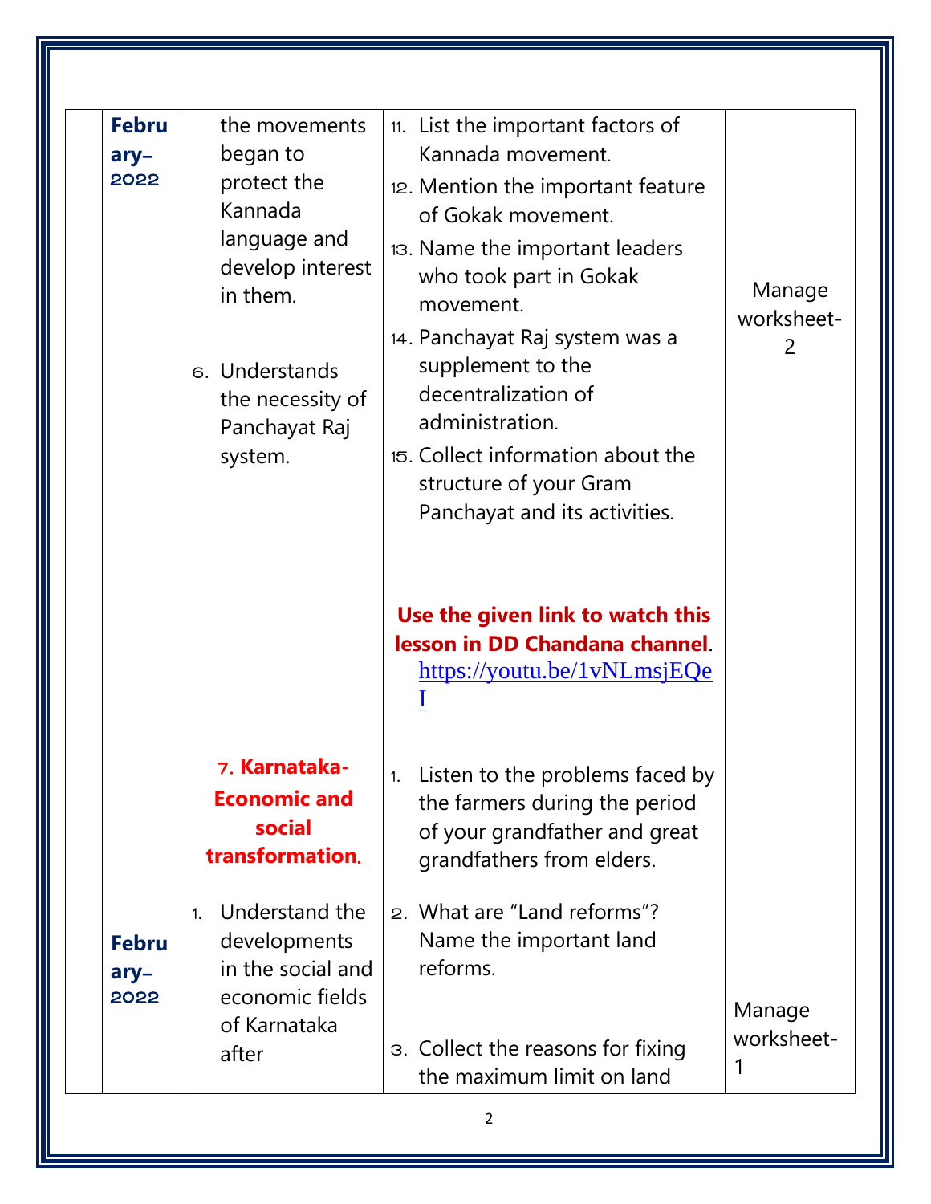| | | | | |
|---|---|---|---|---|
| | **February-2022** | the movements began to protect the Kannada language and develop interest in them.<br><br>6. Understands the necessity of Panchayat Raj system. | 11. List the important factors of Kannada movement.<br>12. Mention the important feature of Gokak movement.<br>13. Name the important leaders who took part in Gokak movement.<br>14. Panchayat Raj system was a supplement to the decentralization of administration.<br>15. Collect information about the structure of your Gram Panchayat and its activities.<br><br>**Use the given link to watch this lesson in DD Chandana channel**. https://youtu.be/1vNLmsjEQeI | Manage worksheet-2 |
| | **February-2022** | **7. Karnataka- Economic and social transformation.**<br><br>1. Understand the developments in the social and economic fields of Karnataka after | 1. Listen to the problems faced by the farmers during the period of your grandfather and great grandfathers from elders.<br>2. What are "Land reforms"? Name the important land reforms.<br>3. Collect the reasons for fixing the maximum limit on land | Manage worksheet-1 |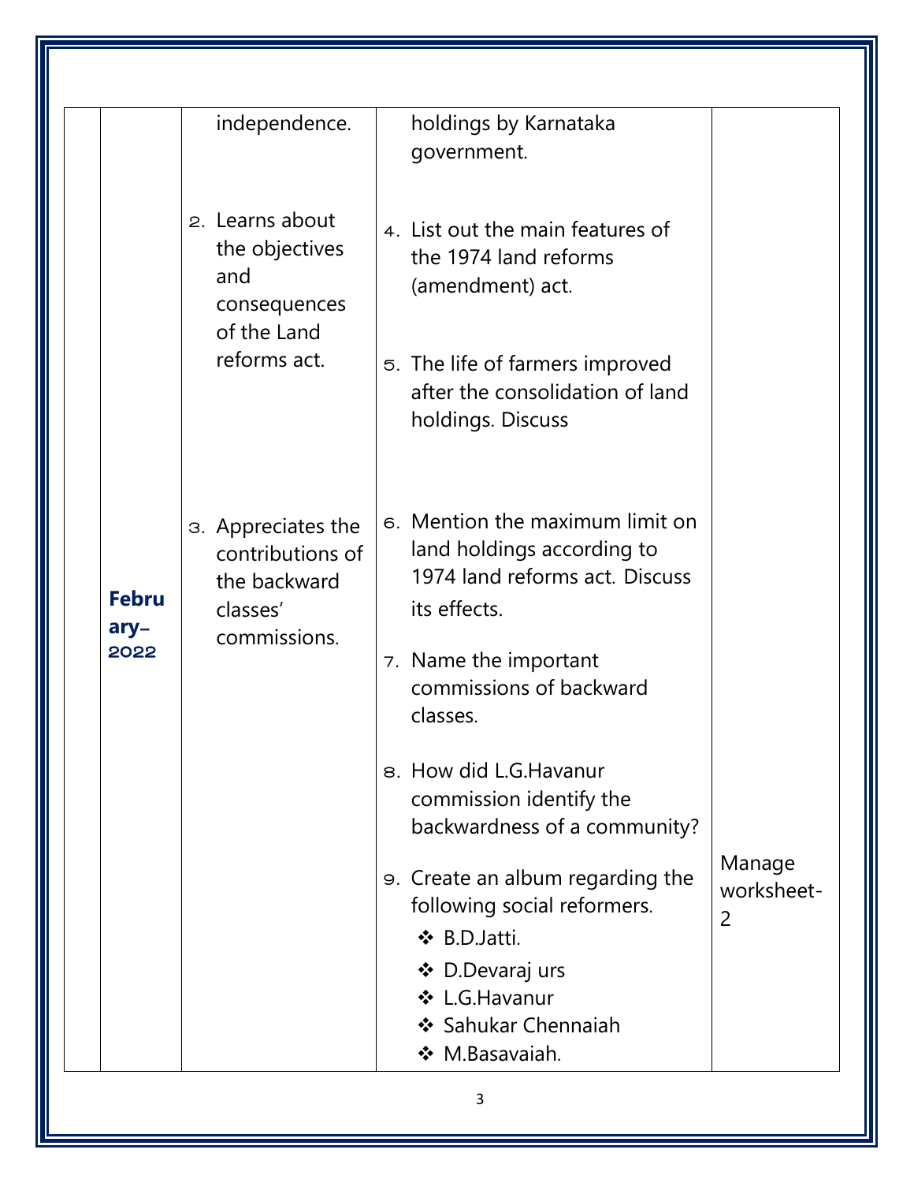| | | | | |
|---|---|---|---|---|
| | | independence. | holdings by Karnataka government. | |
| | | 2. Learns about the objectives and consequences of the Land reforms act. | 4. List out the main features of the 1974 land reforms (amendment) act.<br><br>5. The life of farmers improved after the consolidation of land holdings. Discuss | |
| | **February–2022** | 3. Appreciates the contributions of the backward classes' commissions. | 6. Mention the maximum limit on land holdings according to 1974 land reforms act. Discuss its effects.<br><br>7. Name the important commissions of backward classes.<br><br>8. How did L.G.Havanur commission identify the backwardness of a community?<br><br>9. Create an album regarding the following social reformers.<br>❖ B.D.Jatti.<br>❖ D.Devaraj urs<br>❖ L.G.Havanur<br>❖ Sahukar Chennaiah<br>❖ M.Basavaiah. | Manage worksheet-2 |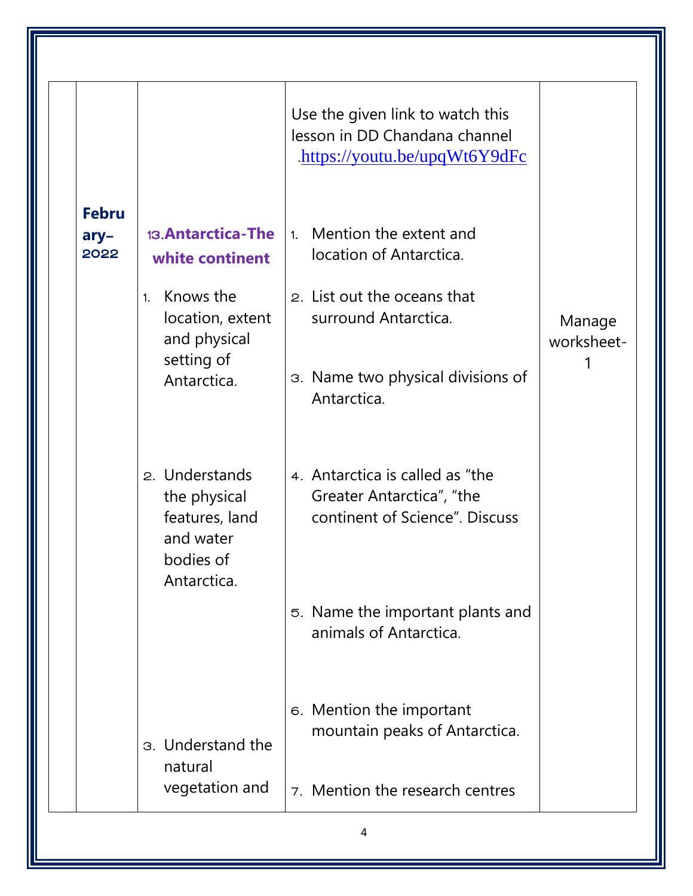|  | February–2022 | 13. Antarctica-The white continent<br><br>1. Knows the location, extent and physical setting of Antarctica.<br><br>2. Understands the physical features, land and water bodies of Antarctica.<br><br>3. Understand the natural vegetation and | Use the given link to watch this lesson in DD Chandana channel .https://youtu.be/upqWt6Y9dFc<br><br>1. Mention the extent and location of Antarctica.<br><br>2. List out the oceans that surround Antarctica.<br><br>3. Name two physical divisions of Antarctica.<br><br>4. Antarctica is called as "the Greater Antarctica", "the continent of Science". Discuss<br><br>5. Name the important plants and animals of Antarctica.<br><br>6. Mention the important mountain peaks of Antarctica.<br><br>7. Mention the research centres | Manage worksheet-1 |
|---|---|---|---|---|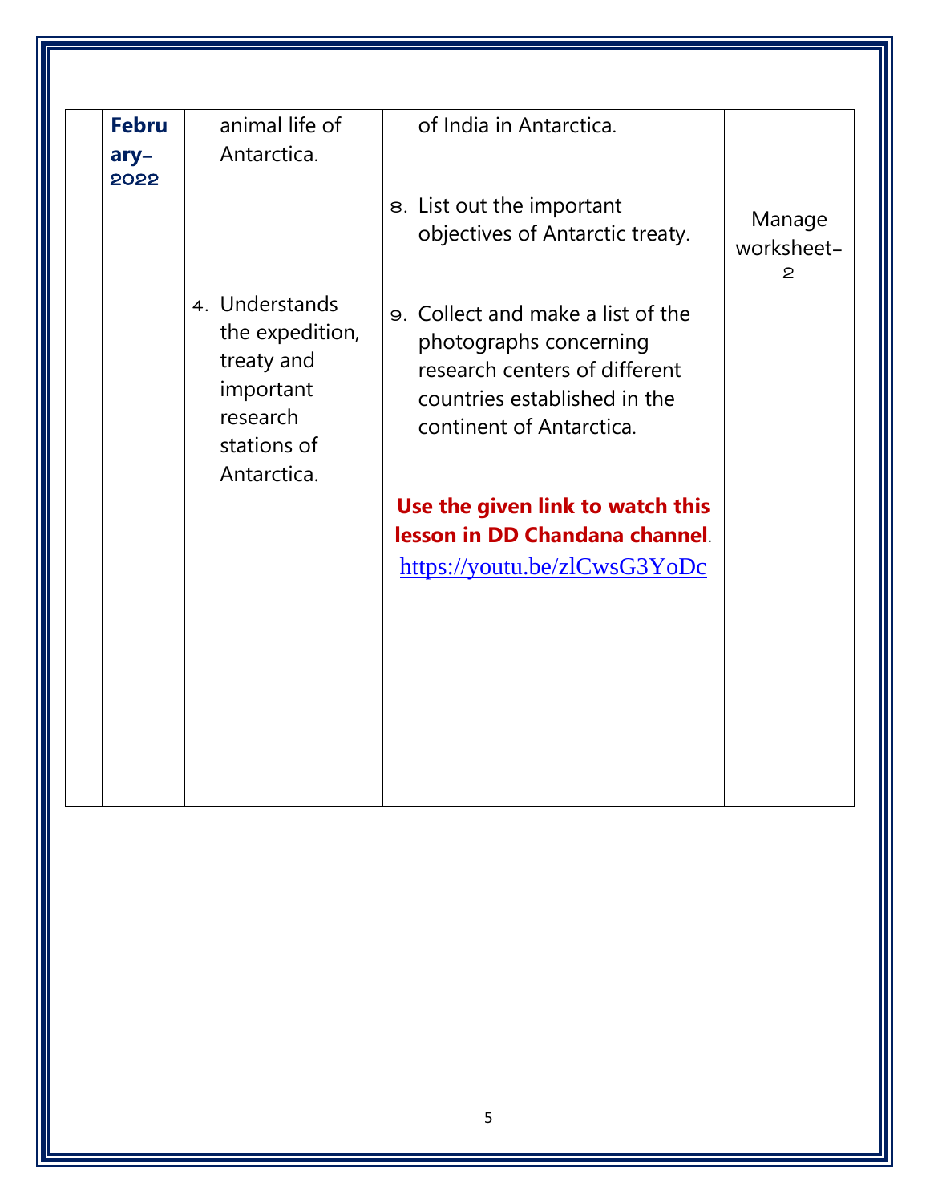| | February-2022 | animal life of Antarctica.<br><br>4. Understands the expedition, treaty and important research stations of Antarctica. | of India in Antarctica.<br><br>8. List out the important objectives of Antarctic treaty.<br><br>9. Collect and make a list of the photographs concerning research centers of different countries established in the continent of Antarctica.<br><br>**Use the given link to watch this lesson in DD Chandana channel**.<br>https://youtu.be/zlCwsG3YoDc | Manage worksheet-2 |
|---|---|---|---|---|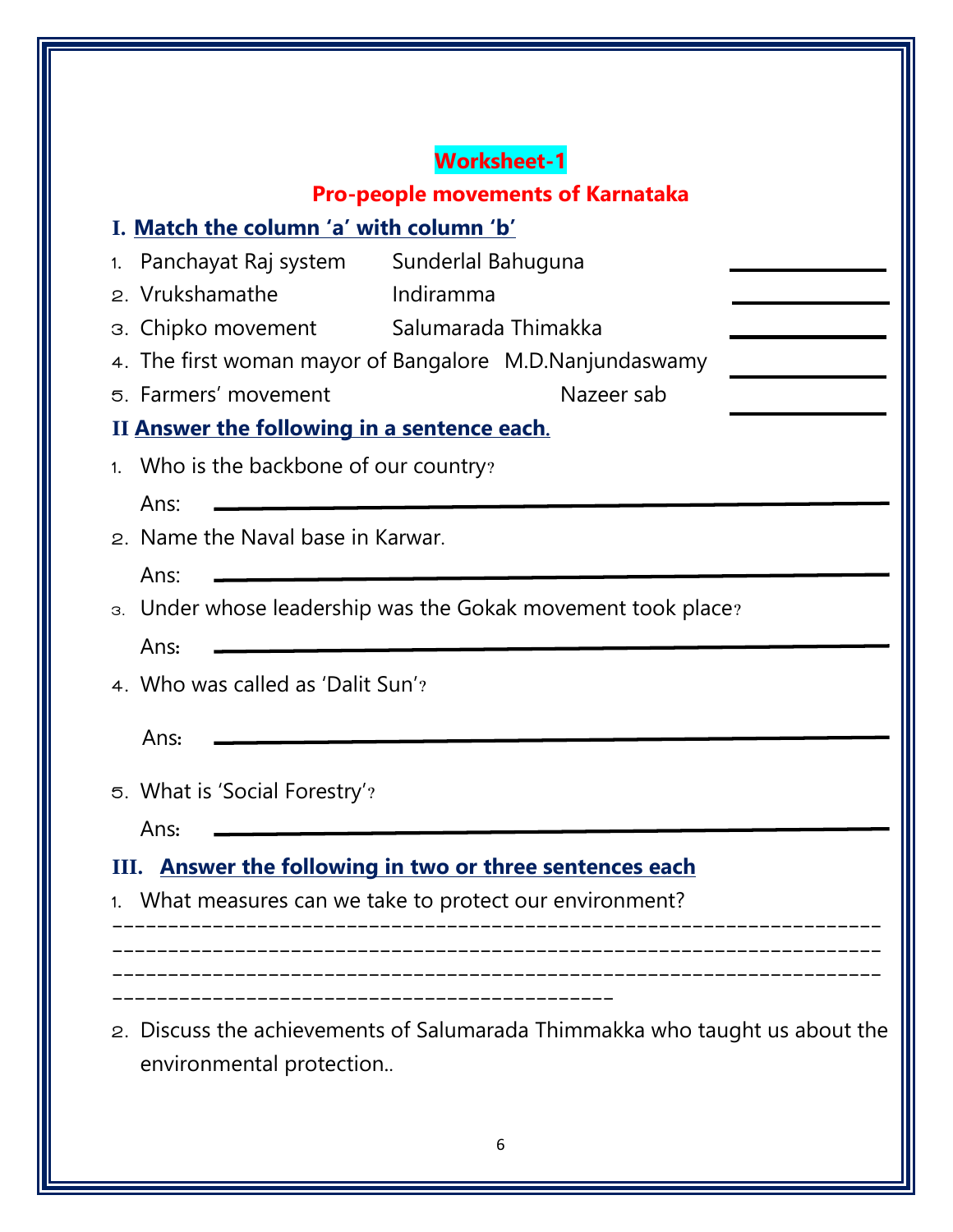## Worksheet-1

## Pro-people movements of Karnataka

### I. Match the column 'a' with column 'b'

| | a | b | |
|---|---|---|---|
| 1. | Panchayat Raj system | Sunderlal Bahuguna | ________ |
| 2. | Vrukshamathe | Indiramma | ________ |
| 3. | Chipko movement | Salumarada Thimakka | ________ |
| 4. | The first woman mayor of Bangalore | M.D.Nanjundaswamy | ________ |
| 5. | Farmers' movement | Nazeer sab | ________ |

### II Answer the following in a sentence each.

1. Who is the backbone of our country?

   Ans: ________________________________________

2. Name the Naval base in Karwar.

   Ans: ________________________________________

3. Under whose leadership was the Gokak movement took place?

   Ans: ________________________________________

4. Who was called as 'Dalit Sun'?

   Ans: ________________________________________

5. What is 'Social Forestry'?

   Ans: ________________________________________

### III. Answer the following in two or three sentences each

1. What measures can we take to protect our environment?

________________________________________________________________________
________________________________________________________________________
________________________________________________________________________
____________________________________________

2. Discuss the achievements of Salumarada Thimmakka who taught us about the environmental protection..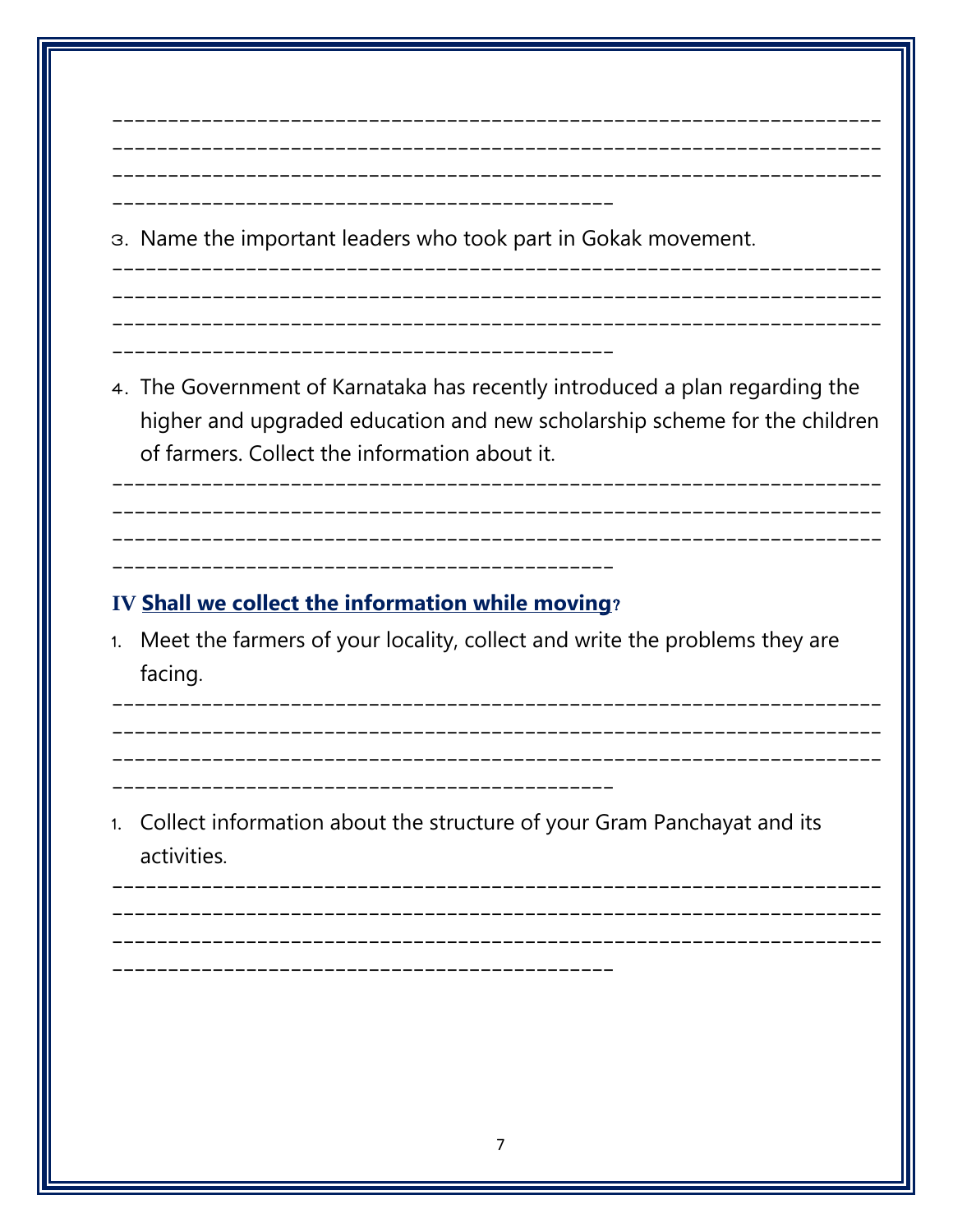------------------------------------------------------------------------
------------------------------------------------------------------------
------------------------------------------------------------------------
----------------------------------------------

3. Name the important leaders who took part in Gokak movement.

------------------------------------------------------------------------
------------------------------------------------------------------------
------------------------------------------------------------------------
----------------------------------------------

4. The Government of Karnataka has recently introduced a plan regarding the higher and upgraded education and new scholarship scheme for the children of farmers. Collect the information about it.

------------------------------------------------------------------------
------------------------------------------------------------------------
------------------------------------------------------------------------
----------------------------------------------

### IV **Shall we collect the information while moving?**

1. Meet the farmers of your locality, collect and write the problems they are facing.

------------------------------------------------------------------------
------------------------------------------------------------------------
------------------------------------------------------------------------
----------------------------------------------

1. Collect information about the structure of your Gram Panchayat and its activities.

------------------------------------------------------------------------
------------------------------------------------------------------------
------------------------------------------------------------------------
----------------------------------------------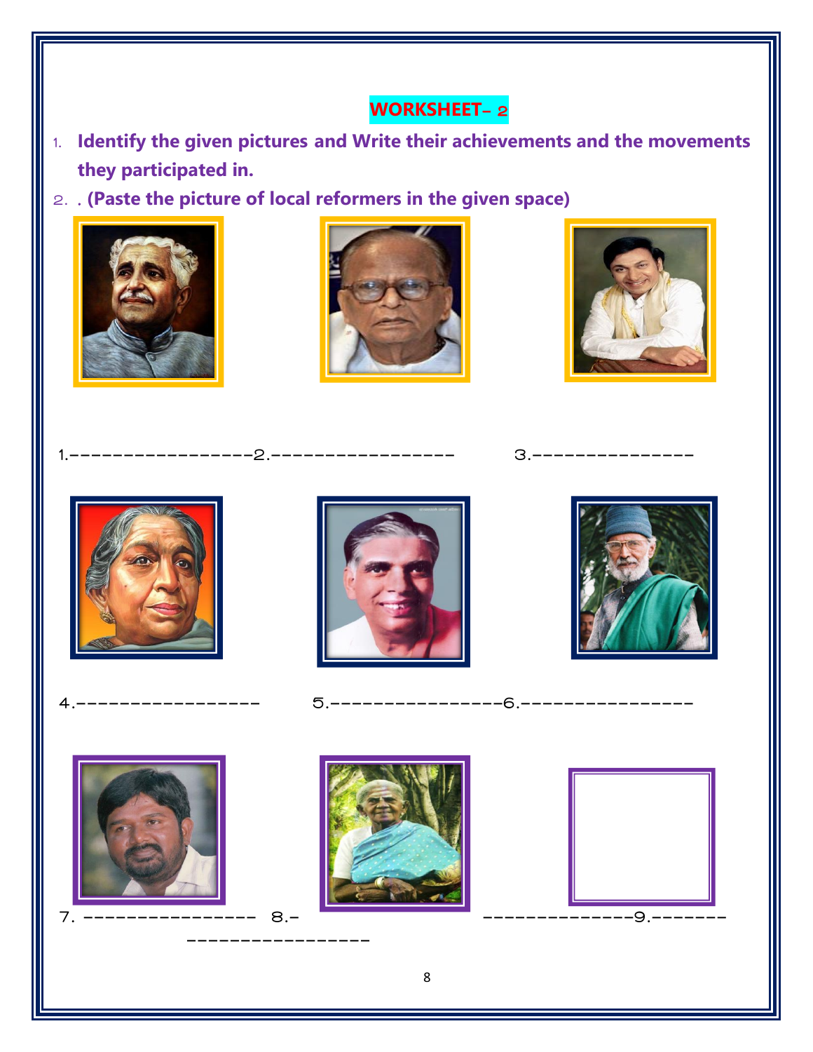## WORKSHEET– 2

1. **Identify the given pictures and Write their achievements and the movements they participated in.**
2. **. (Paste the picture of local reformers in the given space)**

1.----------------2.----------------  3.--------------

4.----------------  5.---------------6.---------------

7. ---------------- 8.- ---------------9.-------

----------------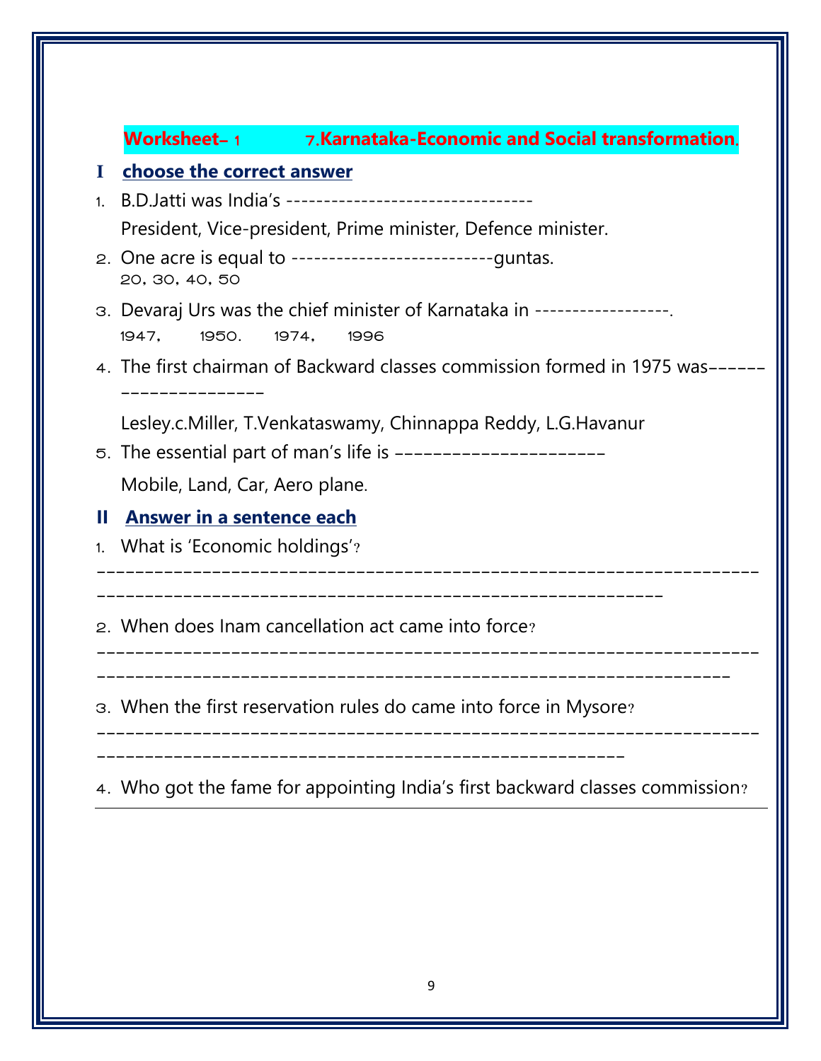## Worksheet- 1 7.Karnataka-Economic and Social transformation.

### I choose the correct answer

1. B.D.Jatti was India's ---------------------------------

   President, Vice-president, Prime minister, Defence minister.

2. One acre is equal to ---------------------------guntas.

   20, 30, 40, 50

3. Devaraj Urs was the chief minister of Karnataka in ------------------.

   1947, 1950. 1974, 1996

4. The first chairman of Backward classes commission formed in 1975 was---------------------

   Lesley.c.Miller, T.Venkataswamy, Chinnappa Reddy, L.G.Havanur

5. The essential part of man's life is -----------------------

   Mobile, Land, Car, Aero plane.

### II Answer in a sentence each

1. What is 'Economic holdings'?

   ----------------------------------------------------------------------------------------------------------------------------

2. When does Inam cancellation act came into force?

   ------------------------------------------------------------------------------------------------------------------------------------

3. When the first reservation rules do came into force in Mysore?

   -----------------------------------------------------------------------------------------------------------------------

4. Who got the fame for appointing India's first backward classes commission?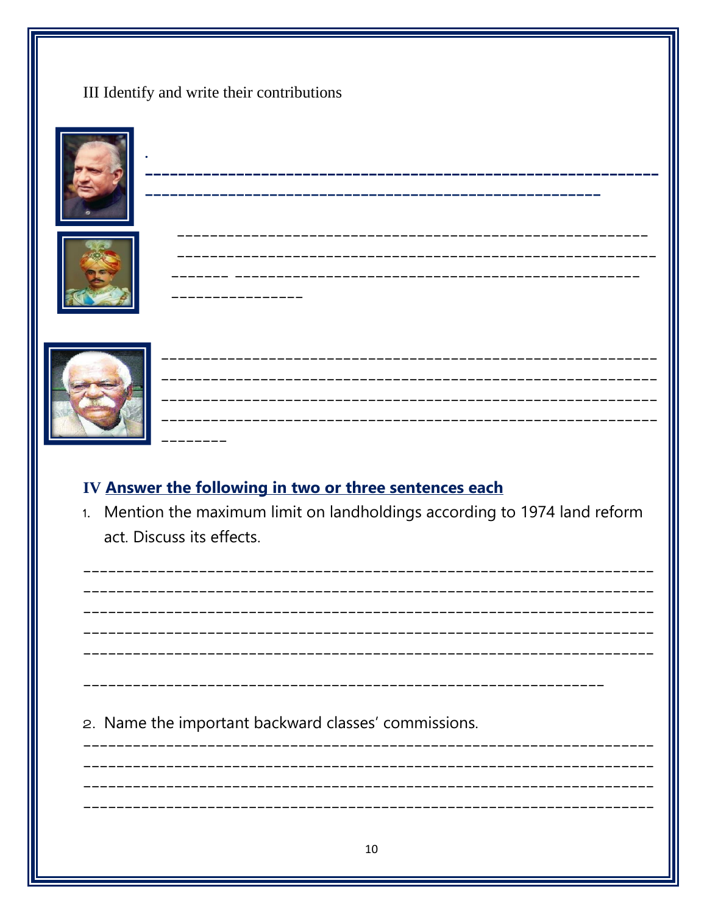III Identify and write their contributions

.
--------------------------------------------------------------
--------------------------------------------------------

--------------------------------------------------------
--------------------------------------------------------
------- ------------------------------------------------
-----------------

------------------------------------------------------------
------------------------------------------------------------
------------------------------------------------------------
------------------------------------------------------------
--------

**IV Answer the following in two or three sentences each**

1. Mention the maximum limit on landholdings according to 1974 land reform act. Discuss its effects.

----------------------------------------------------------------------
----------------------------------------------------------------------
----------------------------------------------------------------------
----------------------------------------------------------------------
----------------------------------------------------------------------

--------------------------------------------------------------

2. Name the important backward classes' commissions.

----------------------------------------------------------------------
----------------------------------------------------------------------
----------------------------------------------------------------------
----------------------------------------------------------------------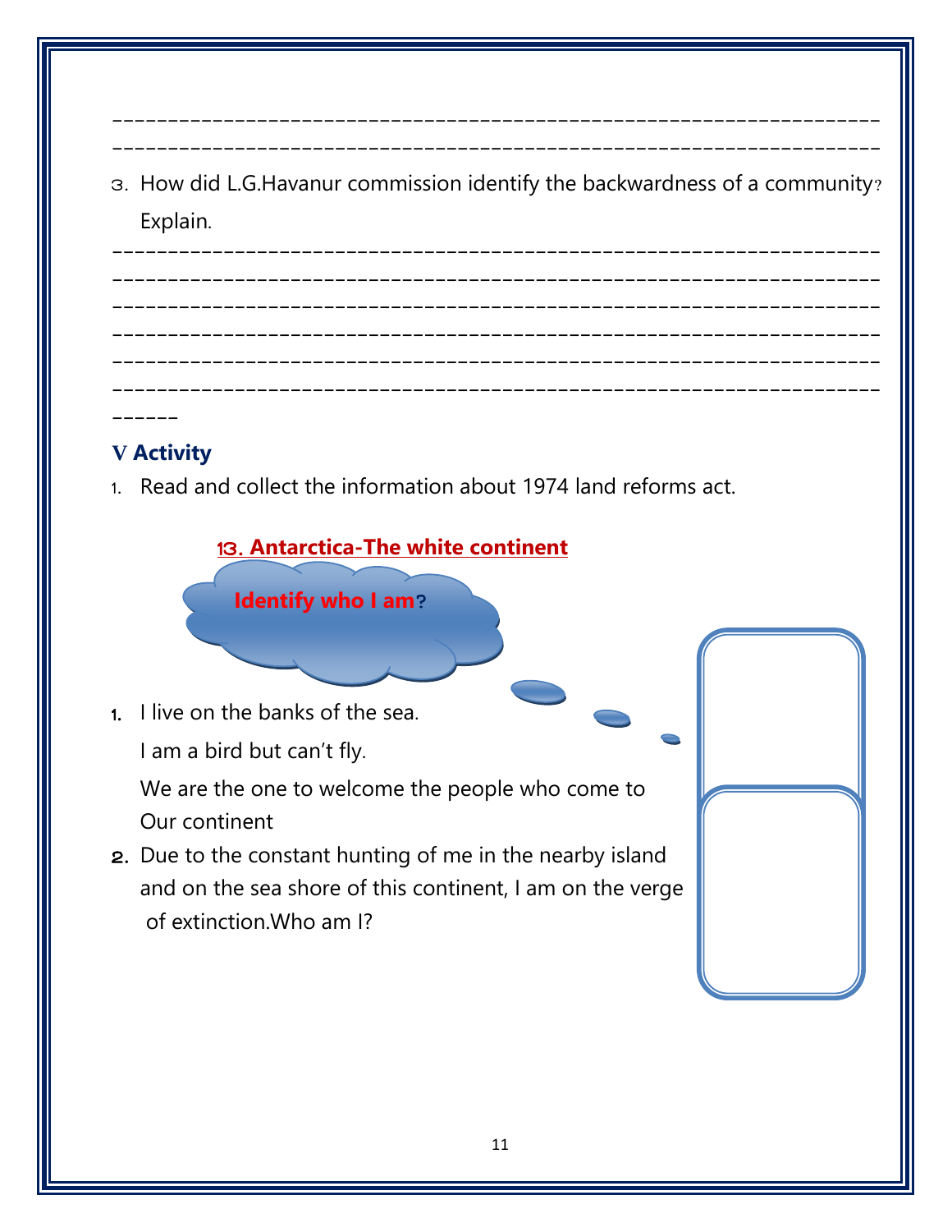______________________________________________________________________
______________________________________________________________________

3. How did L.G.Havanur commission identify the backwardness of a community? Explain.

______________________________________________________________________
______________________________________________________________________
______________________________________________________________________
______________________________________________________________________
______________________________________________________________________
______________________________________________________________________
______

### V Activity

1. Read and collect the information about 1974 land reforms act.

## 13. Antarctica-The white continent

**Identify who I am?**

1. I live on the banks of the sea.
   I am a bird but can't fly.
   We are the one to welcome the people who come to
   Our continent
2. Due to the constant hunting of me in the nearby island and on the sea shore of this continent, I am on the verge of extinction.Who am I?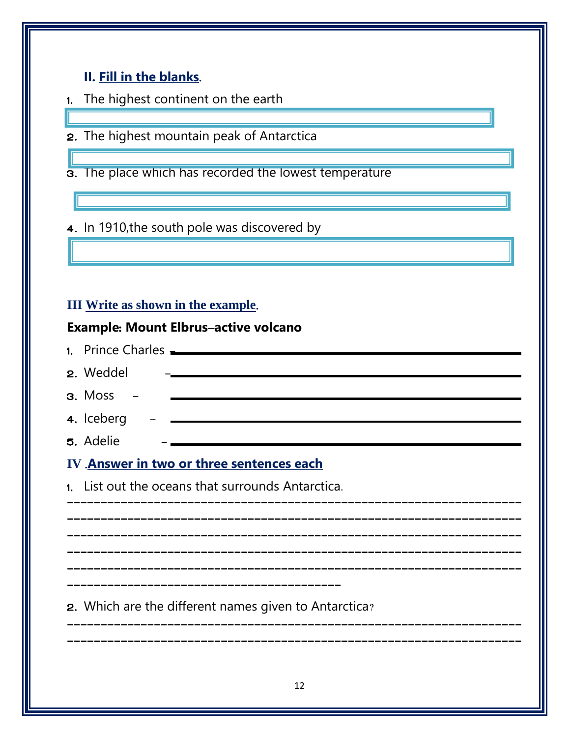## II. Fill in the blanks.

1. The highest continent on the earth

2. The highest mountain peak of Antarctica

3. The place which has recorded the lowest temperature

4. In 1910,the south pole was discovered by

## III Write as shown in the example.

**Example: Mount Elbrus–active volcano**

1. Prince Charles – ____________________
2. Weddel – ____________________
3. Moss – ____________________
4. Iceberg – ____________________
5. Adelie – ____________________

## IV .Answer in two or three sentences each

1. List out the oceans that surrounds Antarctica.

------------------------------------------------------------------------
------------------------------------------------------------------------
------------------------------------------------------------------------
------------------------------------------------------------------------
------------------------------------------------------------------------
----------------------------------------

2. Which are the different names given to Antarctica?

------------------------------------------------------------------------
------------------------------------------------------------------------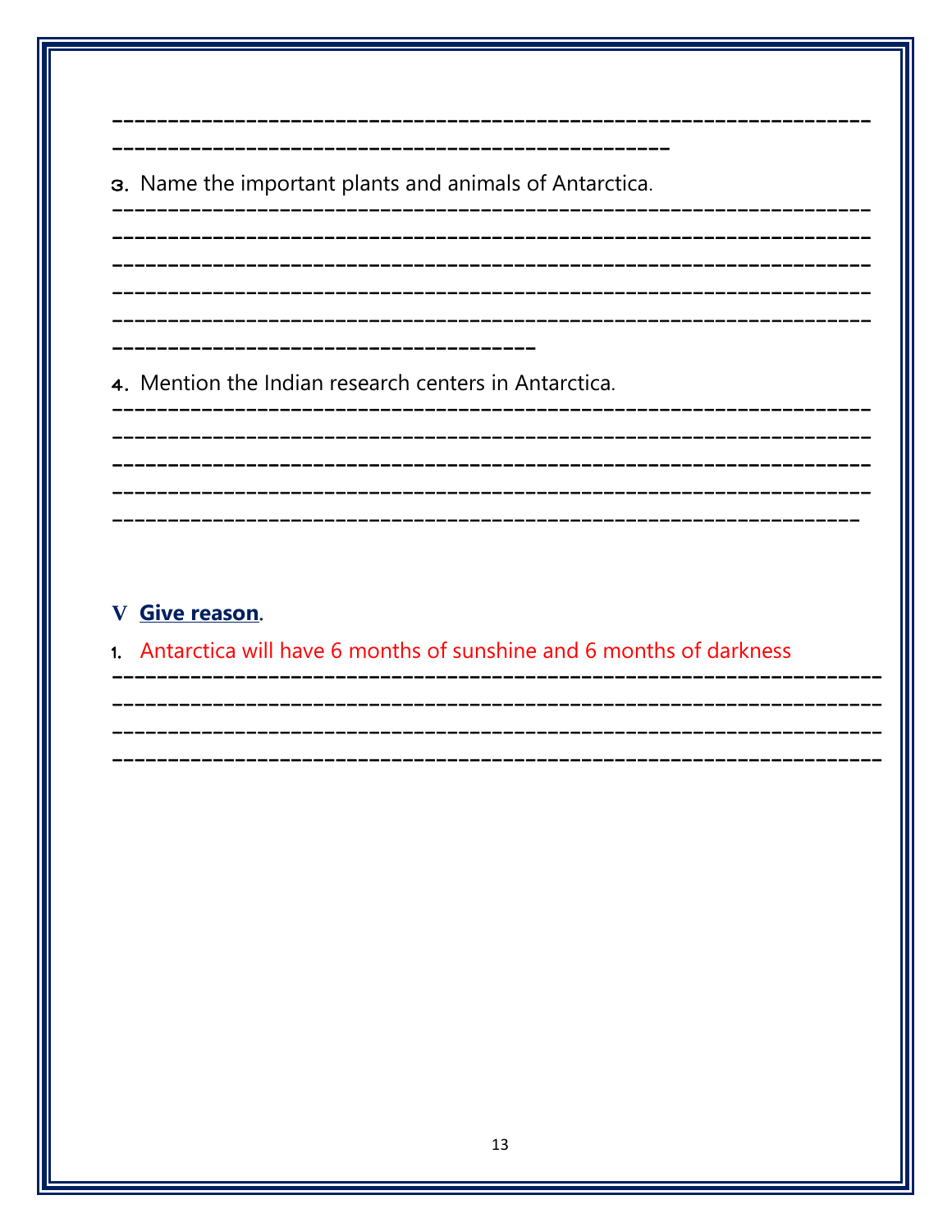3. Name the important plants and animals of Antarctica.

4. Mention the Indian research centers in Antarctica.

**V Give reason.**

1. Antarctica will have 6 months of sunshine and 6 months of darkness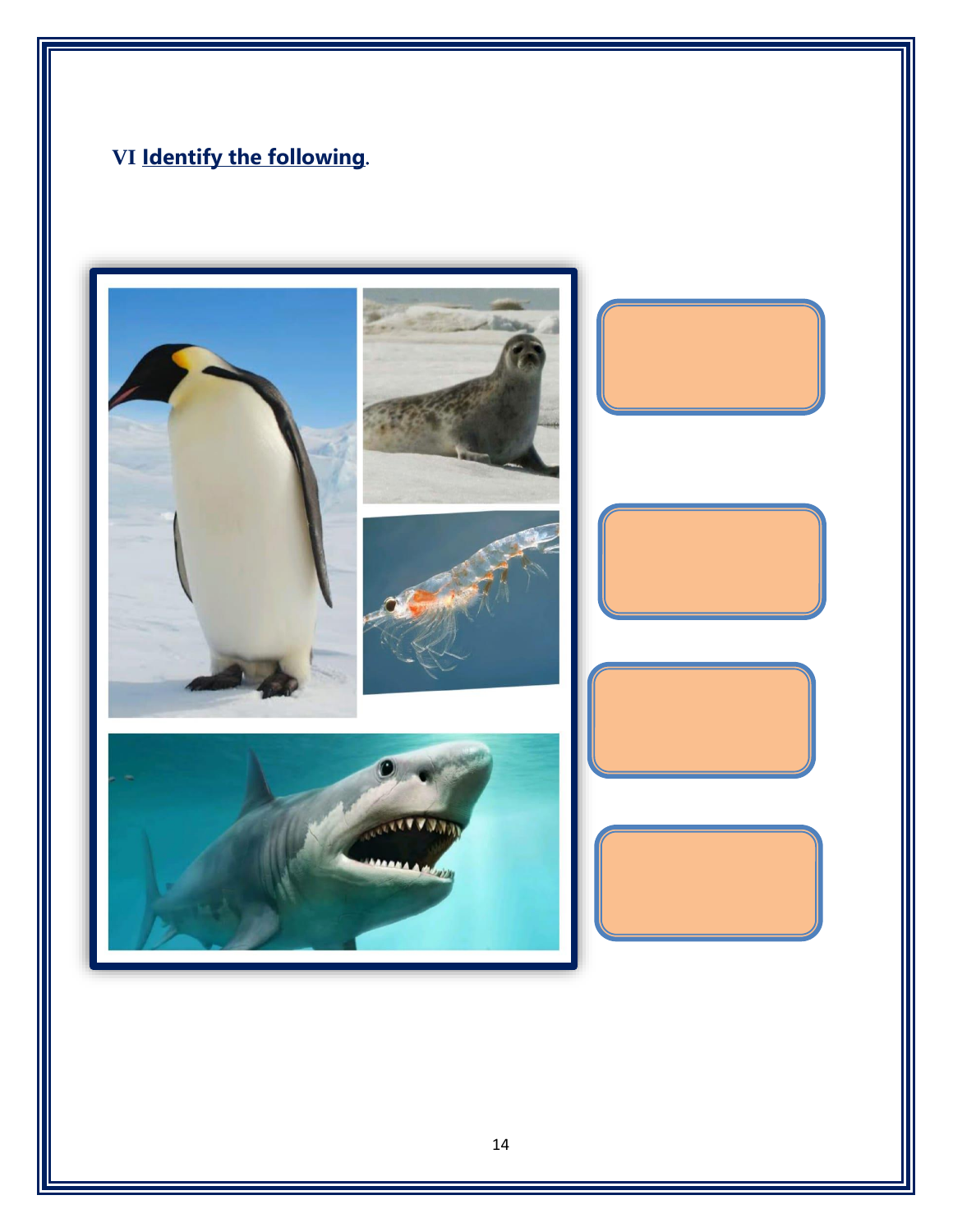## VI Identify the following.